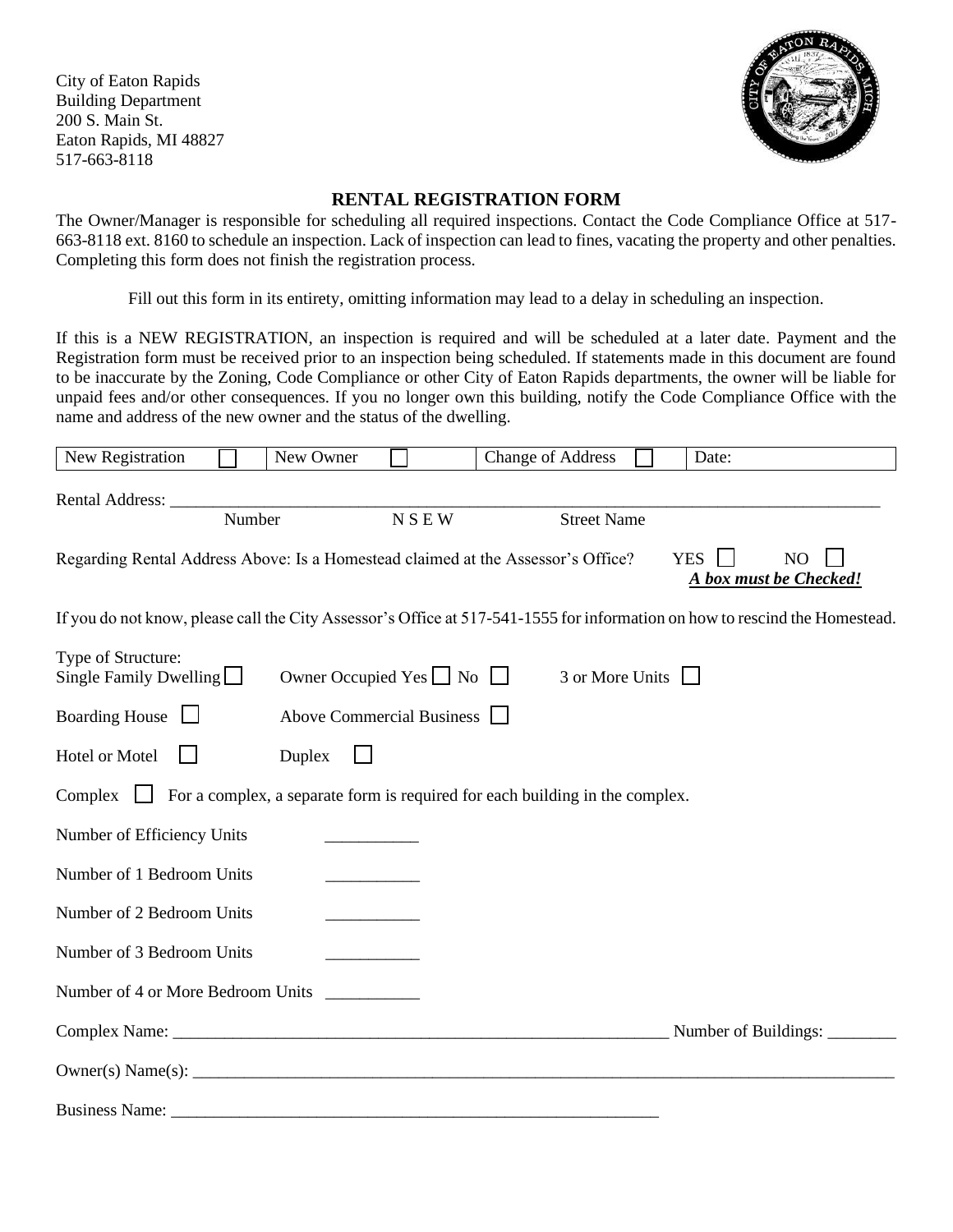City of Eaton Rapids
Building Department
200 S. Main St.
Eaton Rapids, MI 48827
517-663-8118

## RENTAL REGISTRATION FORM

The Owner/Manager is responsible for scheduling all required inspections. Contact the Code Compliance Office at 517-663-8118 ext. 8160 to schedule an inspection. Lack of inspection can lead to fines, vacating the property and other penalties. Completing this form does not finish the registration process.

Fill out this form in its entirety, omitting information may lead to a delay in scheduling an inspection.

If this is a NEW REGISTRATION, an inspection is required and will be scheduled at a later date. Payment and the Registration form must be received prior to an inspection being scheduled. If statements made in this document are found to be inaccurate by the Zoning, Code Compliance or other City of Eaton Rapids departments, the owner will be liable for unpaid fees and/or other consequences. If you no longer own this building, notify the Code Compliance Office with the name and address of the new owner and the status of the dwelling.

| New Registration ☐ | New Owner ☐ | Change of Address ☐ | Date: |
|---|---|---|---|

Rental Address: ______________________________________________________________
Number N S E W Street Name

Regarding Rental Address Above: Is a Homestead claimed at the Assessor's Office? YES ☐ NO ☐
***A box must be Checked!***

If you do not know, please call the City Assessor's Office at 517-541-1555 for information on how to rescind the Homestead.

Type of Structure:
Single Family Dwelling ☐ Owner Occupied Yes ☐ No ☐ 3 or More Units ☐

Boarding House ☐ Above Commercial Business ☐

Hotel or Motel ☐ Duplex ☐

Complex ☐ For a complex, a separate form is required for each building in the complex.

Number of Efficiency Units __________

Number of 1 Bedroom Units __________

Number of 2 Bedroom Units __________

Number of 3 Bedroom Units __________

Number of 4 or More Bedroom Units __________

Complex Name: ______________________________________________ Number of Buildings: ________

Owner(s) Name(s): ______________________________________________________________

Business Name: ______________________________________________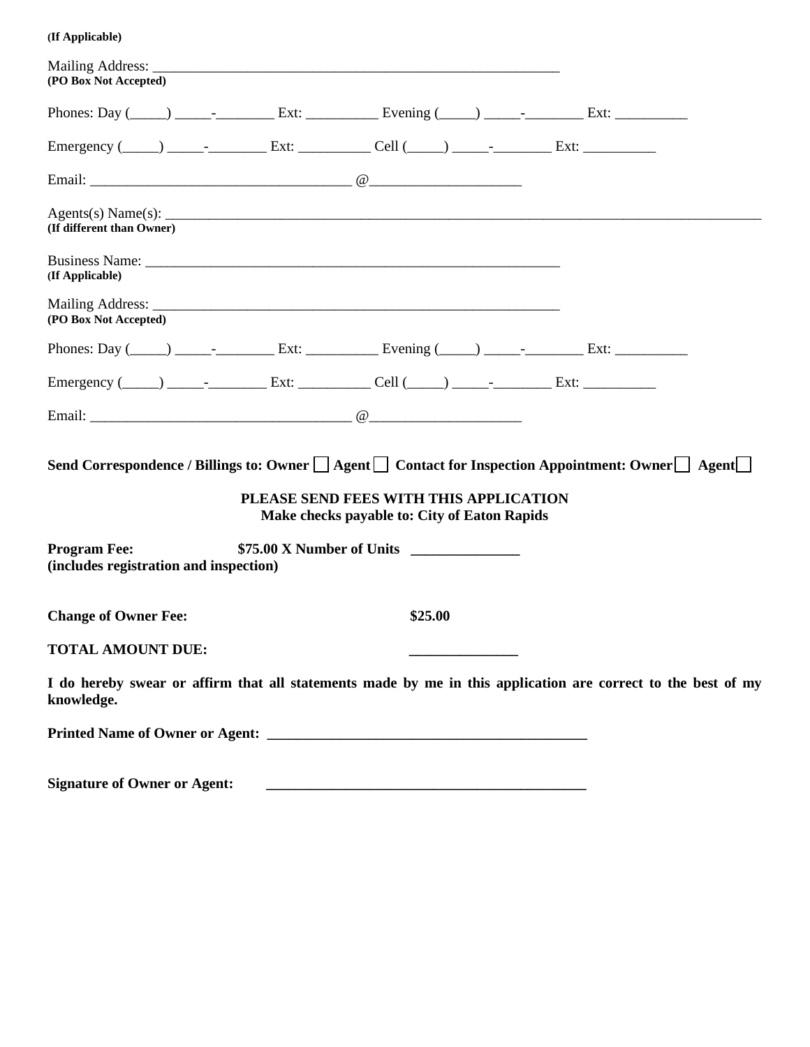**(If Applicable)**

Mailing Address: ___________________________________________________________
**(PO Box Not Accepted)**

Phones: Day (_____) _____-________ Ext: __________ Evening (_____) _____-________ Ext: __________

Emergency (_____) _____-________ Ext: __________ Cell (_____) _____-________ Ext: __________

Email: _____________________________________ @_____________________

Agents(s) Name(s): ________________________________________________________________________________________
**(If different than Owner)**

Business Name: ____________________________________________________________
**(If Applicable)**

Mailing Address: ___________________________________________________________
**(PO Box Not Accepted)**

Phones: Day (_____) _____-________ Ext: __________ Evening (_____) _____-________ Ext: __________

Emergency (_____) _____-________ Ext: __________ Cell (_____) _____-________ Ext: __________

Email: _____________________________________ @_____________________

**Send Correspondence / Billings to: Owner ☐ Agent ☐ Contact for Inspection Appointment: Owner ☐ Agent ☐**

**PLEASE SEND FEES WITH THIS APPLICATION**
**Make checks payable to: City of Eaton Rapids**

**Program Fee:** **$75.00 X Number of Units** _______________
**(includes registration and inspection)**

**Change of Owner Fee:** **$25.00**

**TOTAL AMOUNT DUE:** _______________

**I do hereby swear or affirm that all statements made by me in this application are correct to the best of my knowledge.**

**Printed Name of Owner or Agent:** _____________________________________________

**Signature of Owner or Agent:** _____________________________________________